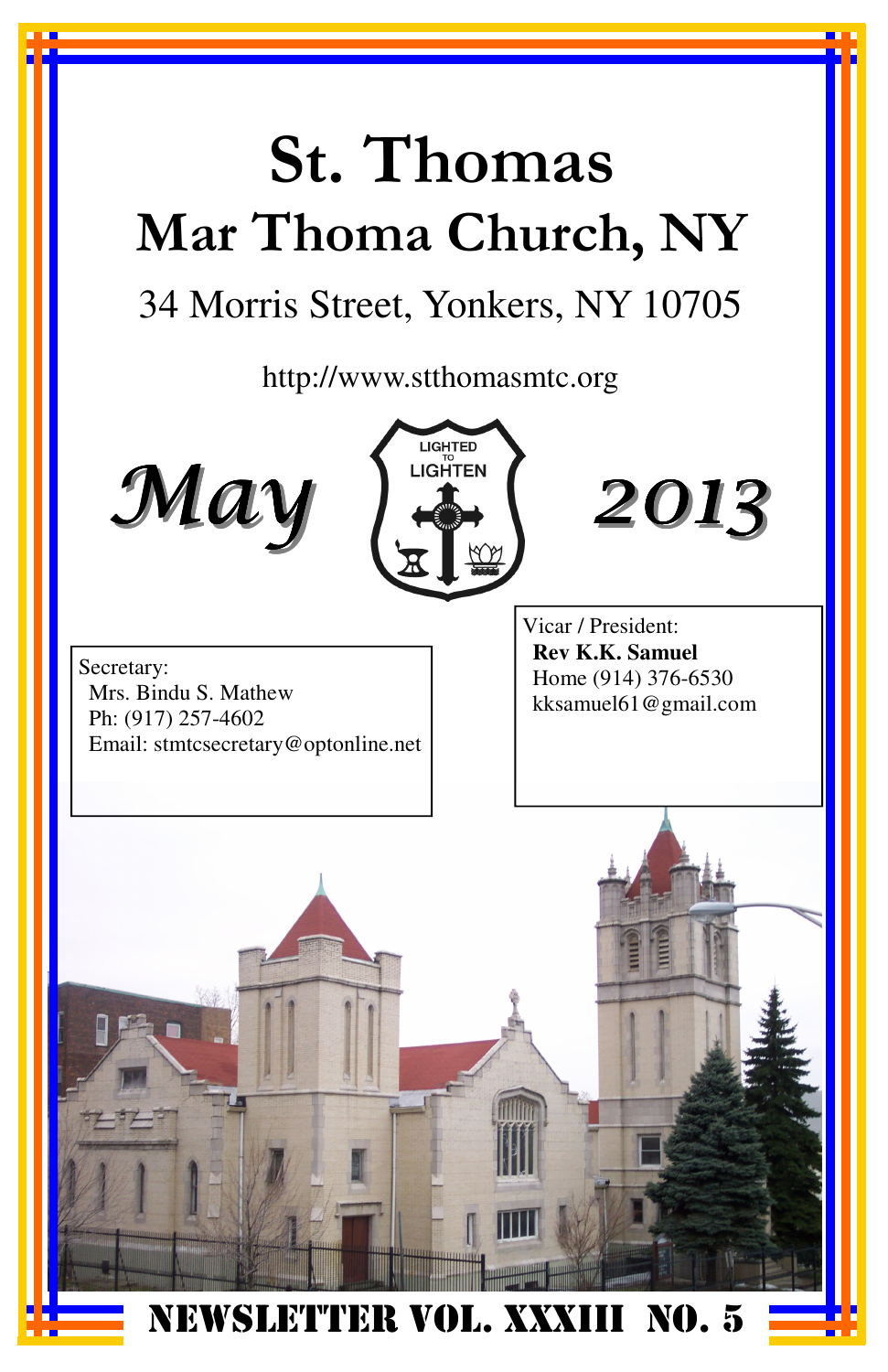# St. Thomas

## Mar Thoma Church, NY

34 Morris Street, Yonkers, NY 10705

http://www.stthomasmtc.org

**May** LIGHTED TO LIGHTEN **2013**

Secretary:
Mrs. Bindu S. Mathew
Ph: (917) 257-4602
Email: stmtcsecretary@optonline.net

Vicar / President:
**Rev K.K. Samuel**
Home (914) 376-6530
kksamuel61@gmail.com

**NEWSLETTER VOL. XXXIII NO. 5**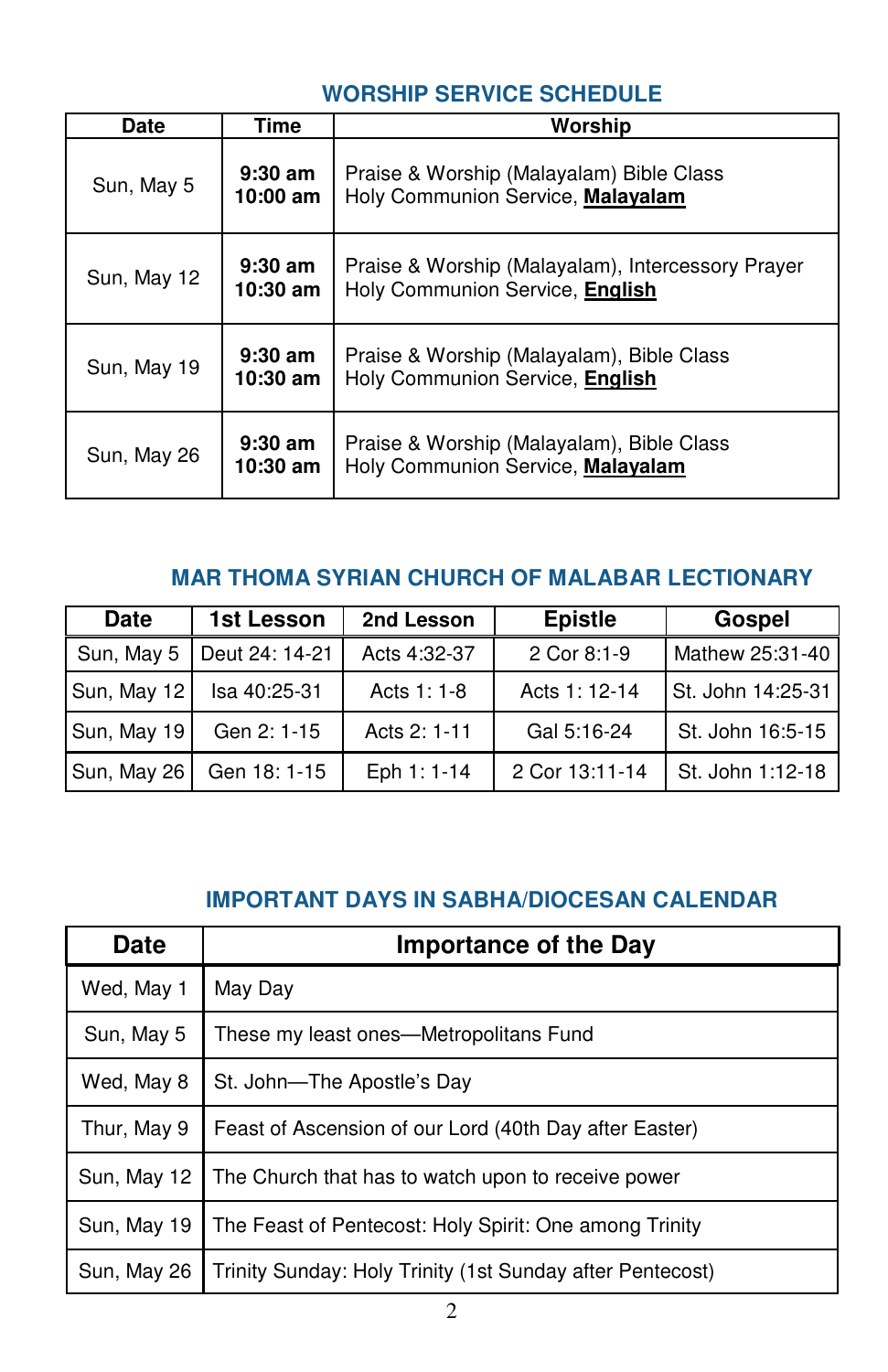## WORSHIP SERVICE SCHEDULE

| Date | Time | Worship |
|---|---|---|
| Sun, May 5 | **9:30 am**<br>**10:00 am** | Praise & Worship (Malayalam) Bible Class<br>Holy Communion Service, **Malayalam** |
| Sun, May 12 | **9:30 am**<br>**10:30 am** | Praise & Worship (Malayalam), Intercessory Prayer<br>Holy Communion Service, **English** |
| Sun, May 19 | **9:30 am**<br>**10:30 am** | Praise & Worship (Malayalam), Bible Class<br>Holy Communion Service, **English** |
| Sun, May 26 | **9:30 am**<br>**10:30 am** | Praise & Worship (Malayalam), Bible Class<br>Holy Communion Service, **Malayalam** |

## MAR THOMA SYRIAN CHURCH OF MALABAR LECTIONARY

| Date | 1st Lesson | 2nd Lesson | Epistle | Gospel |
|---|---|---|---|---|
| Sun, May 5 | Deut 24: 14-21 | Acts 4:32-37 | 2 Cor 8:1-9 | Mathew 25:31-40 |
| Sun, May 12 | Isa 40:25-31 | Acts 1: 1-8 | Acts 1: 12-14 | St. John 14:25-31 |
| Sun, May 19 | Gen 2: 1-15 | Acts 2: 1-11 | Gal 5:16-24 | St. John 16:5-15 |
| Sun, May 26 | Gen 18: 1-15 | Eph 1: 1-14 | 2 Cor 13:11-14 | St. John 1:12-18 |

## IMPORTANT DAYS IN SABHA/DIOCESAN CALENDAR

| Date | Importance of the Day |
|---|---|
| Wed, May 1 | May Day |
| Sun, May 5 | These my least ones—Metropolitans Fund |
| Wed, May 8 | St. John—The Apostle's Day |
| Thur, May 9 | Feast of Ascension of our Lord (40th Day after Easter) |
| Sun, May 12 | The Church that has to watch upon to receive power |
| Sun, May 19 | The Feast of Pentecost: Holy Spirit: One among Trinity |
| Sun, May 26 | Trinity Sunday: Holy Trinity (1st Sunday after Pentecost) |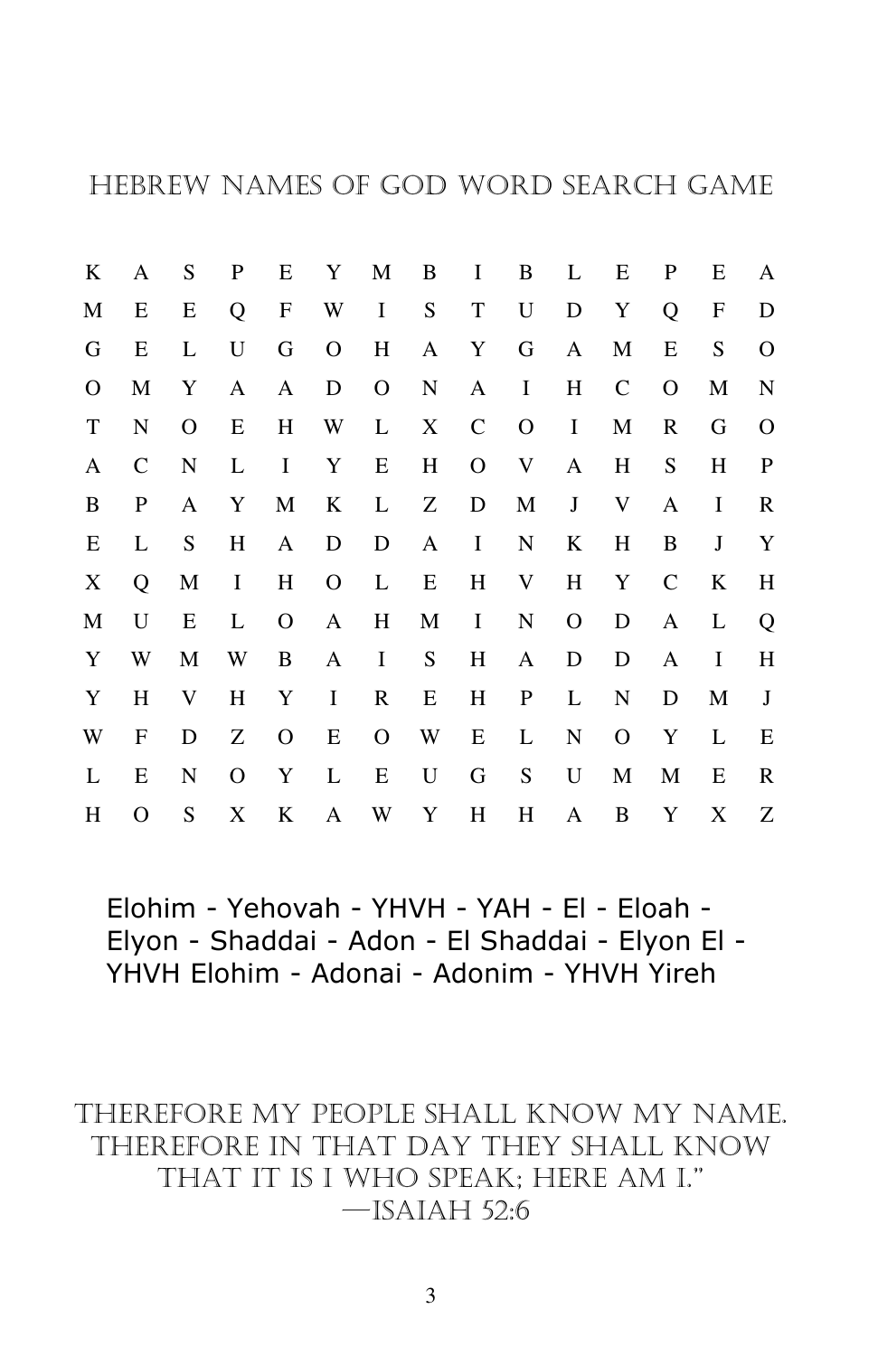# Hebrew Names of God Word Search Game

```
K A S P E Y M B I B L E P E A
M E E Q F W I S T U D Y Q F D
G E L U G O H A Y G A M E S O
O M Y A A D O N A I H C O M N
T N O E H W L X C O I M R G O
A C N L I Y E H O V A H S H P
B P A Y M K L Z D M J V A I R
E L S H A D D A I N K H B J Y
X Q M I H O L E H V H Y C K H
M U E L O A H M I N O D A L Q
Y W M W B A I S H A D D A I H
Y H V H Y I R E H P L N D M J
W F D Z O E O W E L N O Y L E
L E N O Y L E U G S U M M E R
H O S X K A W Y H H A B Y X Z
```

Elohim - Yehovah - YHVH - YAH - El - Eloah - Elyon - Shaddai - Adon - El Shaddai - Elyon El - YHVH Elohim - Adonai - Adonim - YHVH Yireh

THEREFORE MY PEOPLE SHALL KNOW MY NAME. THEREFORE IN THAT DAY THEY SHALL KNOW THAT IT IS I WHO SPEAK; HERE AM I."
—ISAIAH 52:6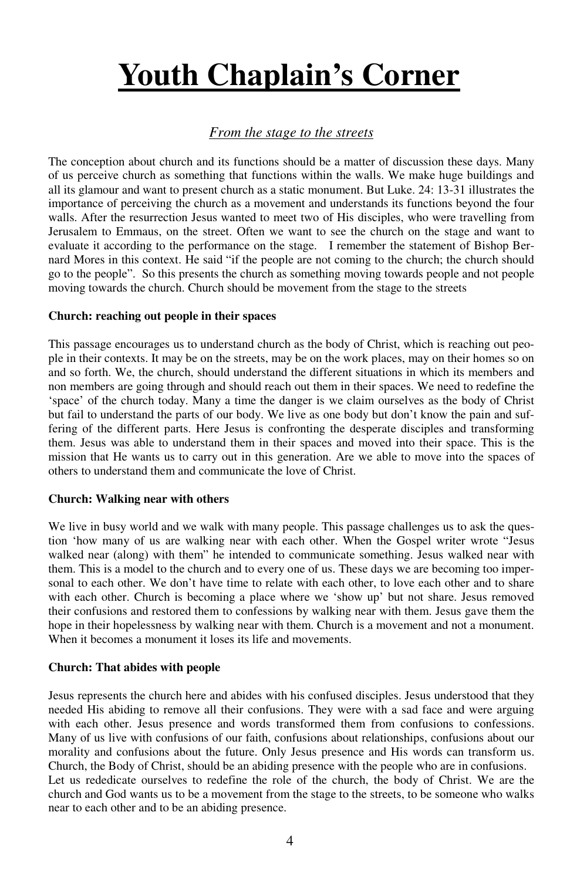# Youth Chaplain's Corner

*From the stage to the streets*

The conception about church and its functions should be a matter of discussion these days. Many of us perceive church as something that functions within the walls. We make huge buildings and all its glamour and want to present church as a static monument. But Luke. 24: 13-31 illustrates the importance of perceiving the church as a movement and understands its functions beyond the four walls. After the resurrection Jesus wanted to meet two of His disciples, who were travelling from Jerusalem to Emmaus, on the street. Often we want to see the church on the stage and want to evaluate it according to the performance on the stage. I remember the statement of Bishop Bernard Mores in this context. He said "if the people are not coming to the church; the church should go to the people". So this presents the church as something moving towards people and not people moving towards the church. Church should be movement from the stage to the streets

**Church: reaching out people in their spaces**

This passage encourages us to understand church as the body of Christ, which is reaching out people in their contexts. It may be on the streets, may be on the work places, may on their homes so on and so forth. We, the church, should understand the different situations in which its members and non members are going through and should reach out them in their spaces. We need to redefine the 'space' of the church today. Many a time the danger is we claim ourselves as the body of Christ but fail to understand the parts of our body. We live as one body but don't know the pain and suffering of the different parts. Here Jesus is confronting the desperate disciples and transforming them. Jesus was able to understand them in their spaces and moved into their space. This is the mission that He wants us to carry out in this generation. Are we able to move into the spaces of others to understand them and communicate the love of Christ.

**Church: Walking near with others**

We live in busy world and we walk with many people. This passage challenges us to ask the question 'how many of us are walking near with each other. When the Gospel writer wrote "Jesus walked near (along) with them" he intended to communicate something. Jesus walked near with them. This is a model to the church and to every one of us. These days we are becoming too impersonal to each other. We don't have time to relate with each other, to love each other and to share with each other. Church is becoming a place where we 'show up' but not share. Jesus removed their confusions and restored them to confessions by walking near with them. Jesus gave them the hope in their hopelessness by walking near with them. Church is a movement and not a monument. When it becomes a monument it loses its life and movements.

**Church: That abides with people**

Jesus represents the church here and abides with his confused disciples. Jesus understood that they needed His abiding to remove all their confusions. They were with a sad face and were arguing with each other. Jesus presence and words transformed them from confusions to confessions. Many of us live with confusions of our faith, confusions about relationships, confusions about our morality and confusions about the future. Only Jesus presence and His words can transform us. Church, the Body of Christ, should be an abiding presence with the people who are in confusions.

Let us rededicate ourselves to redefine the role of the church, the body of Christ. We are the church and God wants us to be a movement from the stage to the streets, to be someone who walks near to each other and to be an abiding presence.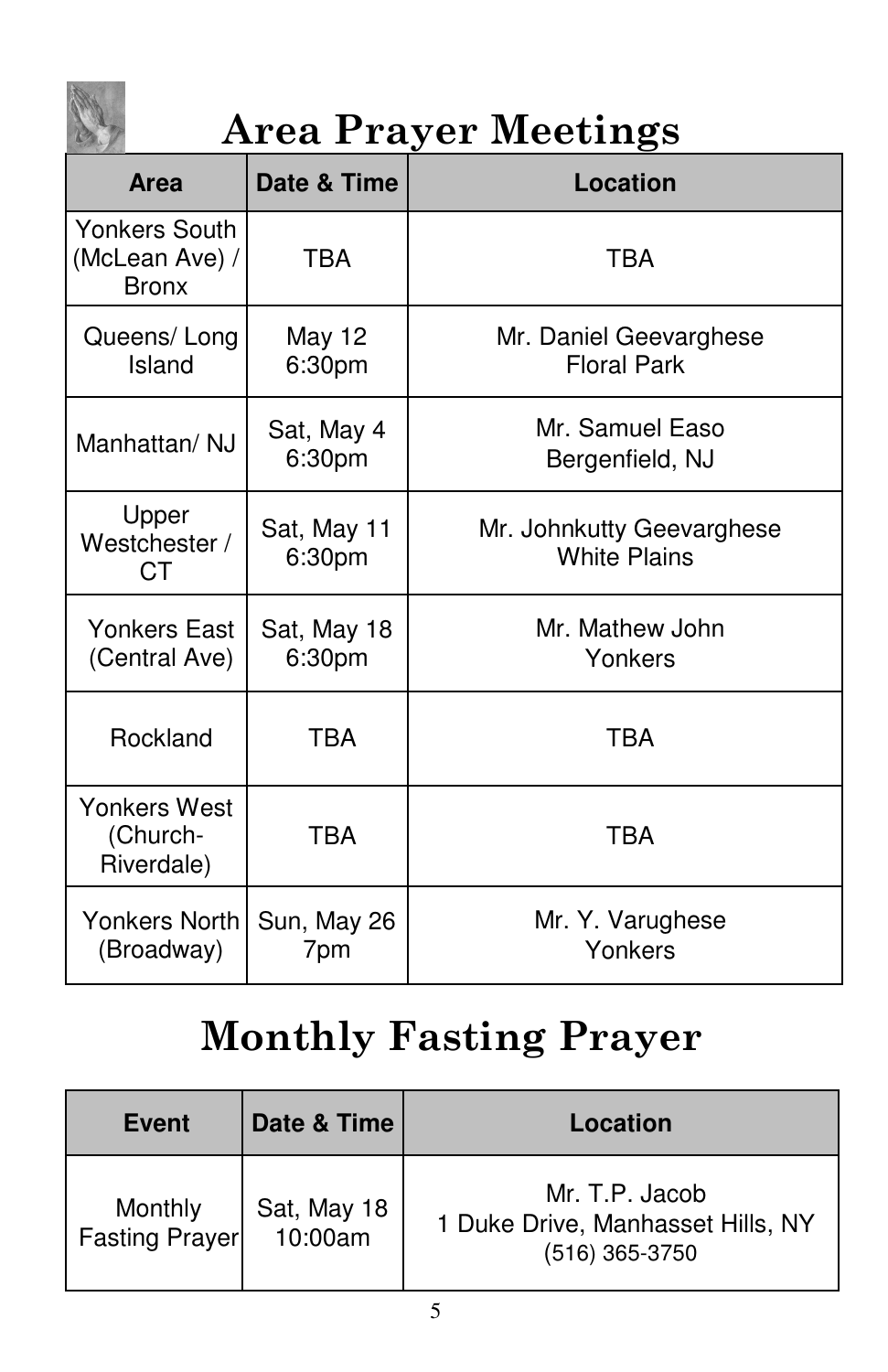# Area Prayer Meetings

| Area | Date & Time | Location |
|---|---|---|
| Yonkers South (McLean Ave) / Bronx | TBA | TBA |
| Queens/ Long Island | May 12 6:30pm | Mr. Daniel Geevarghese Floral Park |
| Manhattan/ NJ | Sat, May 4 6:30pm | Mr. Samuel Easo Bergenfield, NJ |
| Upper Westchester / CT | Sat, May 11 6:30pm | Mr. Johnkutty Geevarghese White Plains |
| Yonkers East (Central Ave) | Sat, May 18 6:30pm | Mr. Mathew John Yonkers |
| Rockland | TBA | TBA |
| Yonkers West (Church-Riverdale) | TBA | TBA |
| Yonkers North (Broadway) | Sun, May 26 7pm | Mr. Y. Varughese Yonkers |

# Monthly Fasting Prayer

| Event | Date & Time | Location |
|---|---|---|
| Monthly Fasting Prayer | Sat, May 18 10:00am | Mr. T.P. Jacob 1 Duke Drive, Manhasset Hills, NY (516) 365-3750 |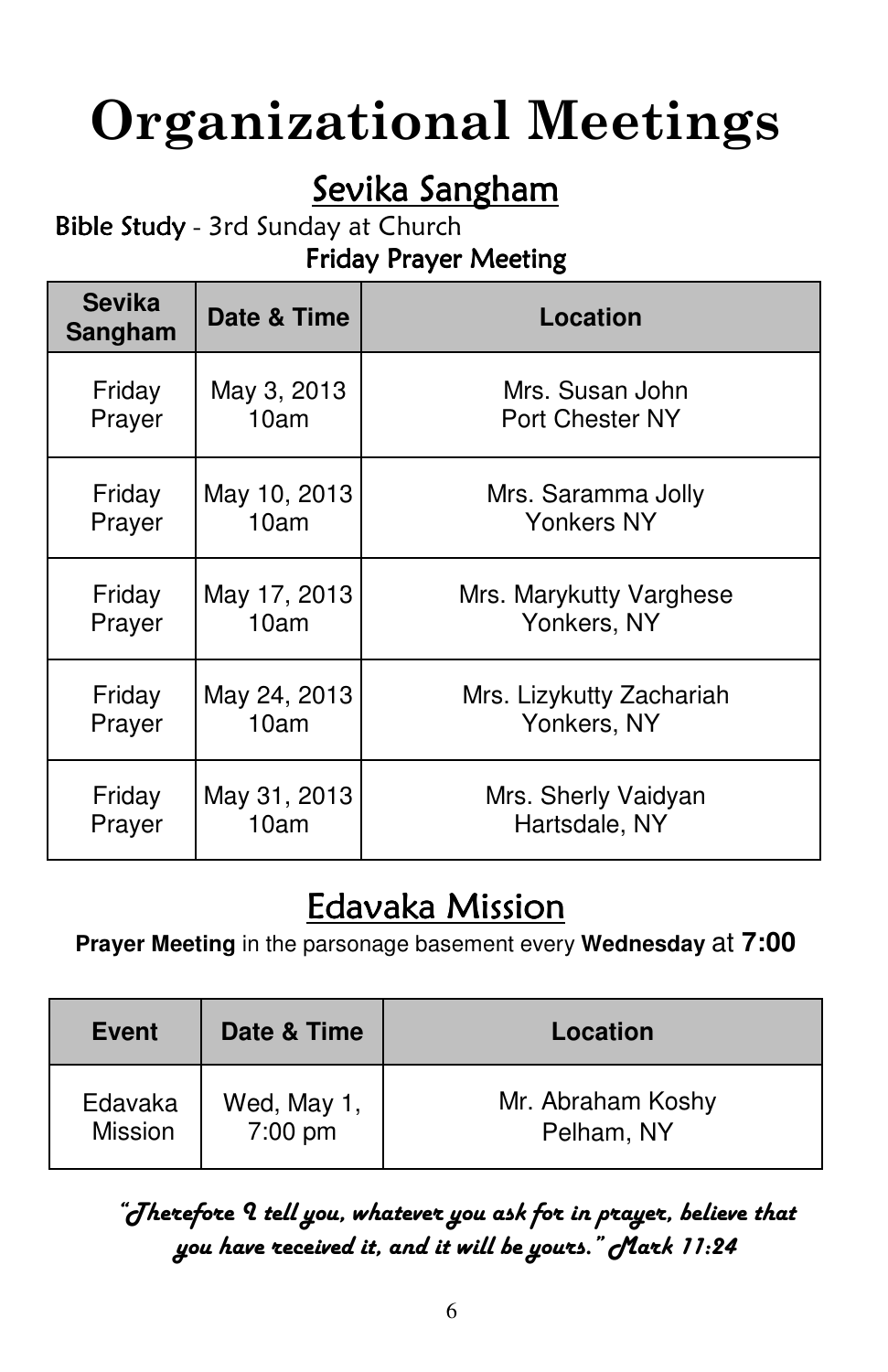# Organizational Meetings

## Sevika Sangham

**Bible Study** - 3rd Sunday at Church

**Friday Prayer Meeting**

| Sevika Sangham | Date & Time | Location |
|---|---|---|
| Friday Prayer | May 3, 2013 10am | Mrs. Susan John Port Chester NY |
| Friday Prayer | May 10, 2013 10am | Mrs. Saramma Jolly Yonkers NY |
| Friday Prayer | May 17, 2013 10am | Mrs. Marykutty Varghese Yonkers, NY |
| Friday Prayer | May 24, 2013 10am | Mrs. Lizykutty Zachariah Yonkers, NY |
| Friday Prayer | May 31, 2013 10am | Mrs. Sherly Vaidyan Hartsdale, NY |

## Edavaka Mission

**Prayer Meeting** in the parsonage basement every **Wednesday** at **7:00**

| Event | Date & Time | Location |
|---|---|---|
| Edavaka Mission | Wed, May 1, 7:00 pm | Mr. Abraham Koshy Pelham, NY |

***"Therefore I tell you, whatever you ask for in prayer, believe that you have received it, and it will be yours." Mark 11:24***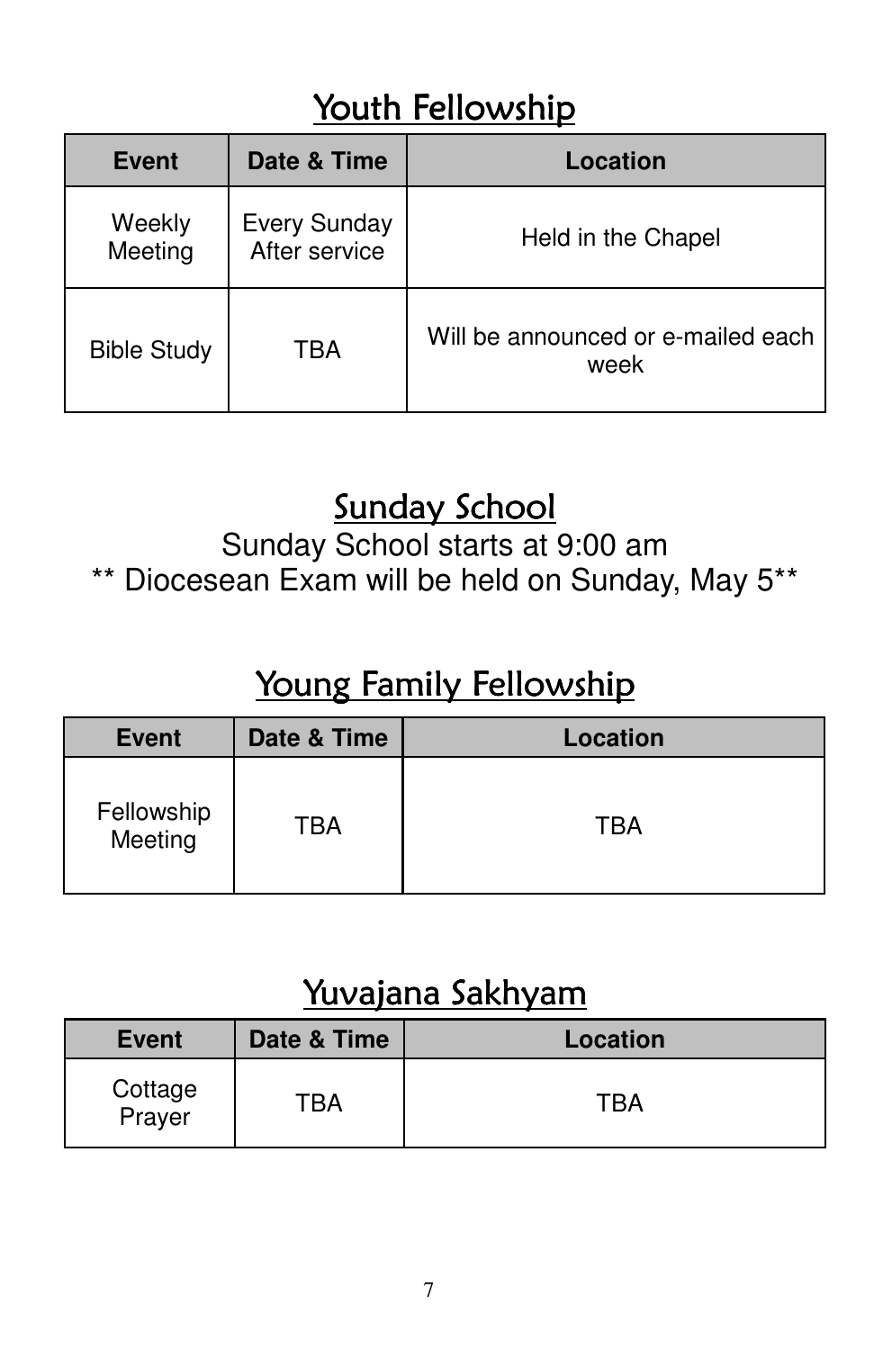## Youth Fellowship

| Event | Date & Time | Location |
|---|---|---|
| Weekly Meeting | Every Sunday After service | Held in the Chapel |
| Bible Study | TBA | Will be announced or e-mailed each week |

## Sunday School

Sunday School starts at 9:00 am

** Diocesean Exam will be held on Sunday, May 5**

## Young Family Fellowship

| Event | Date & Time | Location |
|---|---|---|
| Fellowship Meeting | TBA | TBA |

## Yuvajana Sakhyam

| Event | Date & Time | Location |
|---|---|---|
| Cottage Prayer | TBA | TBA |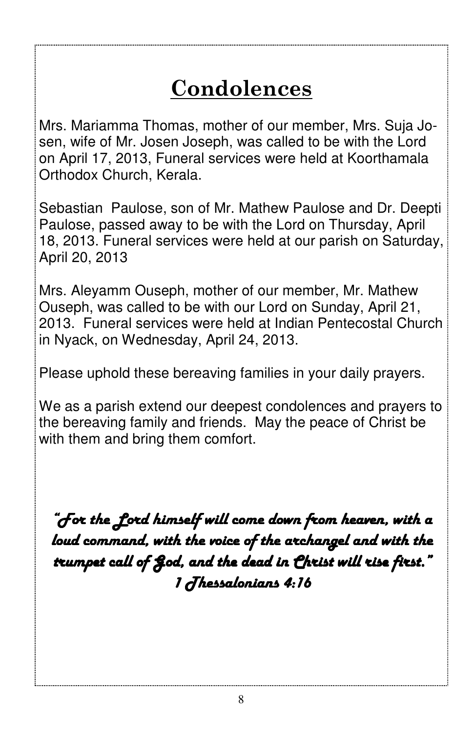# Condolences

Mrs. Mariamma Thomas, mother of our member, Mrs. Suja Josen, wife of Mr. Josen Joseph, was called to be with the Lord on April 17, 2013, Funeral services were held at Koorthamala Orthodox Church, Kerala.

Sebastian Paulose, son of Mr. Mathew Paulose and Dr. Deepti Paulose, passed away to be with the Lord on Thursday, April 18, 2013. Funeral services were held at our parish on Saturday, April 20, 2013

Mrs. Aleyamm Ouseph, mother of our member, Mr. Mathew Ouseph, was called to be with our Lord on Sunday, April 21, 2013. Funeral services were held at Indian Pentecostal Church in Nyack, on Wednesday, April 24, 2013.

Please uphold these bereaving families in your daily prayers.

We as a parish extend our deepest condolences and prayers to the bereaving family and friends. May the peace of Christ be with them and bring them comfort.

***"For the Lord himself will come down from heaven, with a loud command, with the voice of the archangel and with the trumpet call of God, and the dead in Christ will rise first."***
***1 Thessalonians 4:16***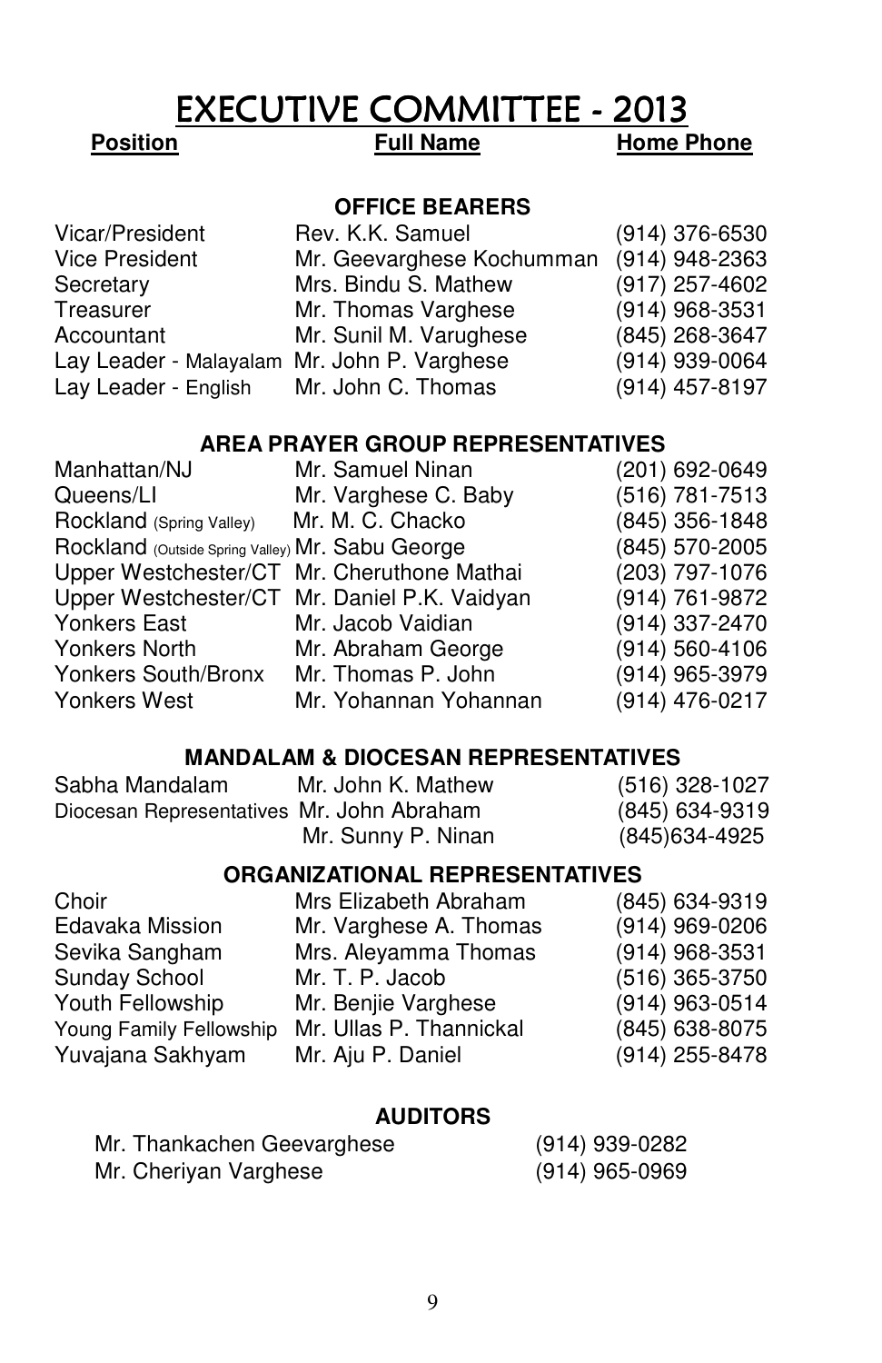# EXECUTIVE COMMITTEE - 2013

| Position | Full Name | Home Phone |
|---|---|---|
| **OFFICE BEARERS** | | |
| Vicar/President | Rev. K.K. Samuel | (914) 376-6530 |
| Vice President | Mr. Geevarghese Kochumman | (914) 948-2363 |
| Secretary | Mrs. Bindu S. Mathew | (917) 257-4602 |
| Treasurer | Mr. Thomas Varghese | (914) 968-3531 |
| Accountant | Mr. Sunil M. Varughese | (845) 268-3647 |
| Lay Leader - Malayalam | Mr. John P. Varghese | (914) 939-0064 |
| Lay Leader - English | Mr. John C. Thomas | (914) 457-8197 |
| **AREA PRAYER GROUP REPRESENTATIVES** | | |
| Manhattan/NJ | Mr. Samuel Ninan | (201) 692-0649 |
| Queens/LI | Mr. Varghese C. Baby | (516) 781-7513 |
| Rockland (Spring Valley) | Mr. M. C. Chacko | (845) 356-1848 |
| Rockland (Outside Spring Valley) | Mr. Sabu George | (845) 570-2005 |
| Upper Westchester/CT | Mr. Cheruthone Mathai | (203) 797-1076 |
| Upper Westchester/CT | Mr. Daniel P.K. Vaidyan | (914) 761-9872 |
| Yonkers East | Mr. Jacob Vaidian | (914) 337-2470 |
| Yonkers North | Mr. Abraham George | (914) 560-4106 |
| Yonkers South/Bronx | Mr. Thomas P. John | (914) 965-3979 |
| Yonkers West | Mr. Yohannan Yohannan | (914) 476-0217 |
| **MANDALAM & DIOCESAN REPRESENTATIVES** | | |
| Sabha Mandalam | Mr. John K. Mathew | (516) 328-1027 |
| Diocesan Representatives | Mr. John Abraham | (845) 634-9319 |
| | Mr. Sunny P. Ninan | (845)634-4925 |
| **ORGANIZATIONAL REPRESENTATIVES** | | |
| Choir | Mrs Elizabeth Abraham | (845) 634-9319 |
| Edavaka Mission | Mr. Varghese A. Thomas | (914) 969-0206 |
| Sevika Sangham | Mrs. Aleyamma Thomas | (914) 968-3531 |
| Sunday School | Mr. T. P. Jacob | (516) 365-3750 |
| Youth Fellowship | Mr. Benjie Varghese | (914) 963-0514 |
| Young Family Fellowship | Mr. Ullas P. Thannickal | (845) 638-8075 |
| Yuvajana Sakhyam | Mr. Aju P. Daniel | (914) 255-8478 |
| **AUDITORS** | | |
| | Mr. Thankachen Geevarghese | (914) 939-0282 |
| | Mr. Cheriyan Varghese | (914) 965-0969 |